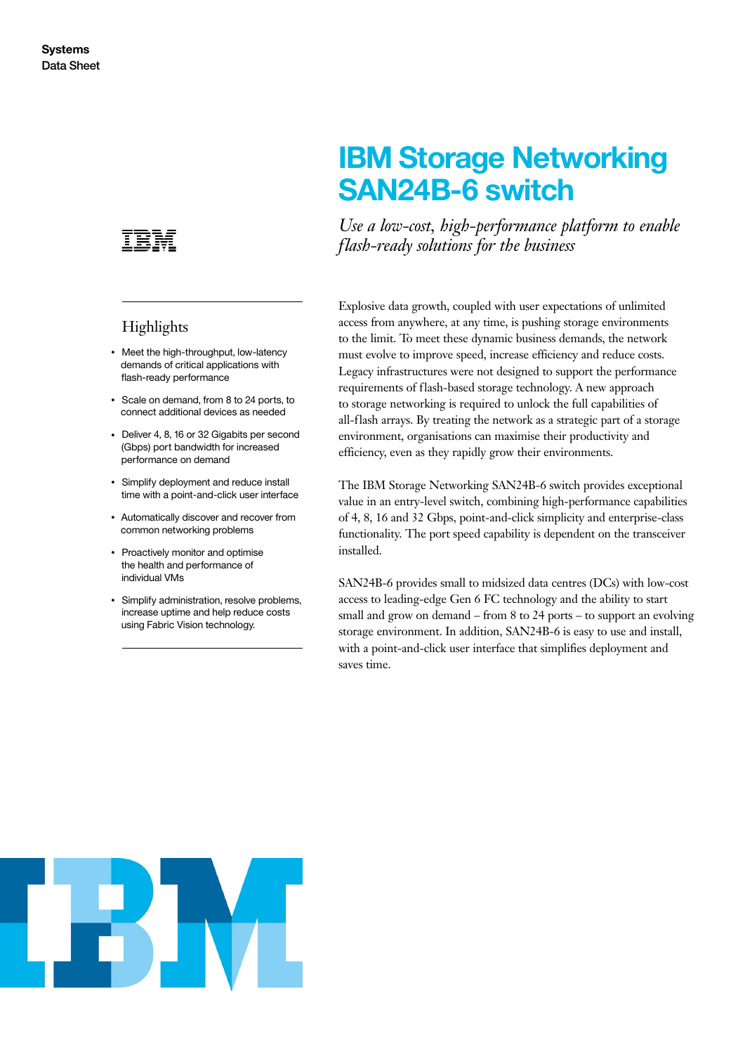Systems
Data Sheet

# IBM Storage Networking SAN24B-6 switch

*Use a low-cost, high-performance platform to enable flash-ready solutions for the business*

## Highlights

- Meet the high-throughput, low-latency demands of critical applications with flash-ready performance
- Scale on demand, from 8 to 24 ports, to connect additional devices as needed
- Deliver 4, 8, 16 or 32 Gigabits per second (Gbps) port bandwidth for increased performance on demand
- Simplify deployment and reduce install time with a point-and-click user interface
- Automatically discover and recover from common networking problems
- Proactively monitor and optimise the health and performance of individual VMs
- Simplify administration, resolve problems, increase uptime and help reduce costs using Fabric Vision technology.

Explosive data growth, coupled with user expectations of unlimited access from anywhere, at any time, is pushing storage environments to the limit. To meet these dynamic business demands, the network must evolve to improve speed, increase efficiency and reduce costs. Legacy infrastructures were not designed to support the performance requirements of flash-based storage technology. A new approach to storage networking is required to unlock the full capabilities of all-flash arrays. By treating the network as a strategic part of a storage environment, organisations can maximise their productivity and efficiency, even as they rapidly grow their environments.

The IBM Storage Networking SAN24B-6 switch provides exceptional value in an entry-level switch, combining high-performance capabilities of 4, 8, 16 and 32 Gbps, point-and-click simplicity and enterprise-class functionality. The port speed capability is dependent on the transceiver installed.

SAN24B-6 provides small to midsized data centres (DCs) with low-cost access to leading-edge Gen 6 FC technology and the ability to start small and grow on demand – from 8 to 24 ports – to support an evolving storage environment. In addition, SAN24B-6 is easy to use and install, with a point-and-click user interface that simplifies deployment and saves time.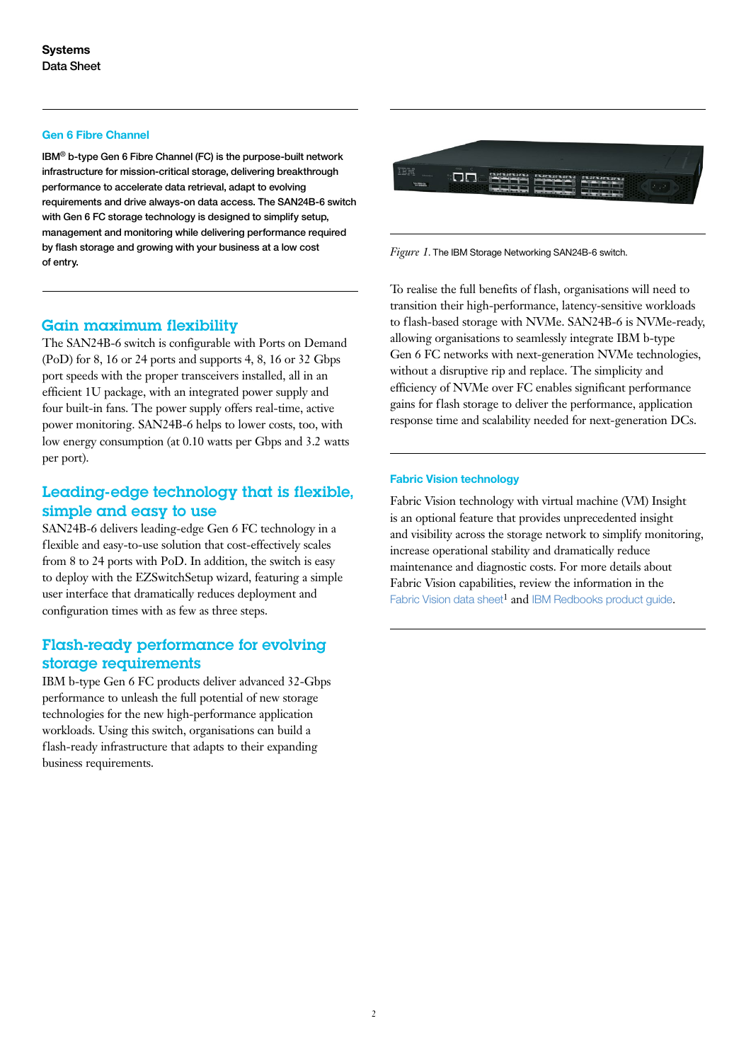## Gen 6 Fibre Channel

**IBM® b-type Gen 6 Fibre Channel (FC) is the purpose-built network infrastructure for mission-critical storage, delivering breakthrough performance to accelerate data retrieval, adapt to evolving requirements and drive always-on data access. The SAN24B-6 switch with Gen 6 FC storage technology is designed to simplify setup, management and monitoring while delivering performance required by flash storage and growing with your business at a low cost of entry.**

## Gain maximum flexibility

The SAN24B-6 switch is configurable with Ports on Demand (PoD) for 8, 16 or 24 ports and supports 4, 8, 16 or 32 Gbps port speeds with the proper transceivers installed, all in an efficient 1U package, with an integrated power supply and four built-in fans. The power supply offers real-time, active power monitoring. SAN24B-6 helps to lower costs, too, with low energy consumption (at 0.10 watts per Gbps and 3.2 watts per port).

## Leading-edge technology that is flexible, simple and easy to use

SAN24B-6 delivers leading-edge Gen 6 FC technology in a flexible and easy-to-use solution that cost-effectively scales from 8 to 24 ports with PoD. In addition, the switch is easy to deploy with the EZSwitchSetup wizard, featuring a simple user interface that dramatically reduces deployment and configuration times with as few as three steps.

## Flash-ready performance for evolving storage requirements

IBM b-type Gen 6 FC products deliver advanced 32-Gbps performance to unleash the full potential of new storage technologies for the new high-performance application workloads. Using this switch, organisations can build a flash-ready infrastructure that adapts to their expanding business requirements.

*Figure 1.* The IBM Storage Networking SAN24B-6 switch.

To realise the full benefits of flash, organisations will need to transition their high-performance, latency-sensitive workloads to flash-based storage with NVMe. SAN24B-6 is NVMe-ready, allowing organisations to seamlessly integrate IBM b-type Gen 6 FC networks with next-generation NVMe technologies, without a disruptive rip and replace. The simplicity and efficiency of NVMe over FC enables significant performance gains for flash storage to deliver the performance, application response time and scalability needed for next-generation DCs.

## Fabric Vision technology

Fabric Vision technology with virtual machine (VM) Insight is an optional feature that provides unprecedented insight and visibility across the storage network to simplify monitoring, increase operational stability and dramatically reduce maintenance and diagnostic costs. For more details about Fabric Vision capabilities, review the information in the Fabric Vision data sheet[1] and IBM Redbooks product guide.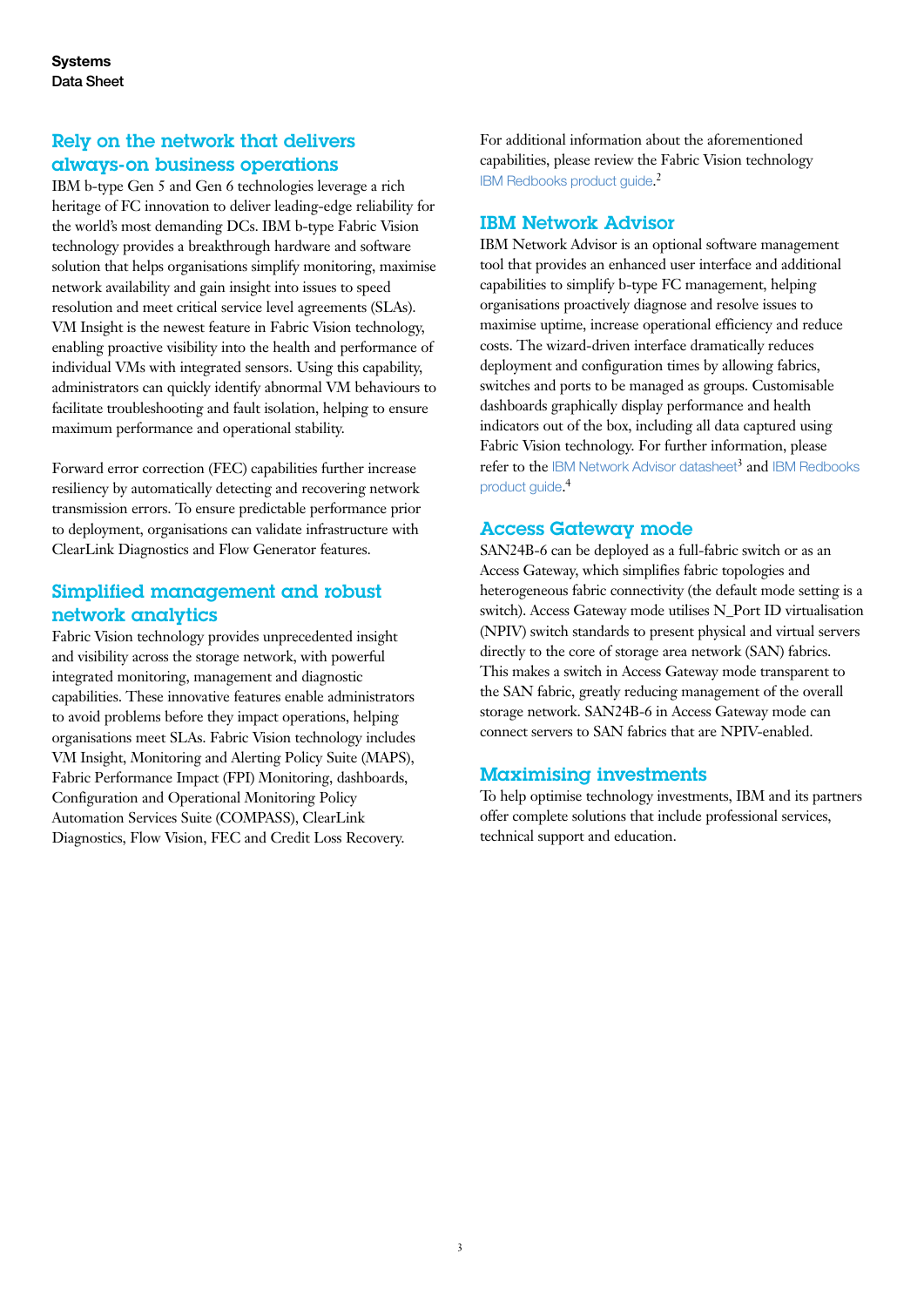## Rely on the network that delivers always-on business operations

IBM b-type Gen 5 and Gen 6 technologies leverage a rich heritage of FC innovation to deliver leading-edge reliability for the world's most demanding DCs. IBM b-type Fabric Vision technology provides a breakthrough hardware and software solution that helps organisations simplify monitoring, maximise network availability and gain insight into issues to speed resolution and meet critical service level agreements (SLAs). VM Insight is the newest feature in Fabric Vision technology, enabling proactive visibility into the health and performance of individual VMs with integrated sensors. Using this capability, administrators can quickly identify abnormal VM behaviours to facilitate troubleshooting and fault isolation, helping to ensure maximum performance and operational stability.

Forward error correction (FEC) capabilities further increase resiliency by automatically detecting and recovering network transmission errors. To ensure predictable performance prior to deployment, organisations can validate infrastructure with ClearLink Diagnostics and Flow Generator features.

## Simplified management and robust network analytics

Fabric Vision technology provides unprecedented insight and visibility across the storage network, with powerful integrated monitoring, management and diagnostic capabilities. These innovative features enable administrators to avoid problems before they impact operations, helping organisations meet SLAs. Fabric Vision technology includes VM Insight, Monitoring and Alerting Policy Suite (MAPS), Fabric Performance Impact (FPI) Monitoring, dashboards, Configuration and Operational Monitoring Policy Automation Services Suite (COMPASS), ClearLink Diagnostics, Flow Vision, FEC and Credit Loss Recovery.

For additional information about the aforementioned capabilities, please review the Fabric Vision technology IBM Redbooks product guide.[2]

## IBM Network Advisor

IBM Network Advisor is an optional software management tool that provides an enhanced user interface and additional capabilities to simplify b-type FC management, helping organisations proactively diagnose and resolve issues to maximise uptime, increase operational efficiency and reduce costs. The wizard-driven interface dramatically reduces deployment and configuration times by allowing fabrics, switches and ports to be managed as groups. Customisable dashboards graphically display performance and health indicators out of the box, including all data captured using Fabric Vision technology. For further information, please refer to the IBM Network Advisor datasheet[3] and IBM Redbooks product guide.[4]

## Access Gateway mode

SAN24B-6 can be deployed as a full-fabric switch or as an Access Gateway, which simplifies fabric topologies and heterogeneous fabric connectivity (the default mode setting is a switch). Access Gateway mode utilises N_Port ID virtualisation (NPIV) switch standards to present physical and virtual servers directly to the core of storage area network (SAN) fabrics. This makes a switch in Access Gateway mode transparent to the SAN fabric, greatly reducing management of the overall storage network. SAN24B-6 in Access Gateway mode can connect servers to SAN fabrics that are NPIV-enabled.

## Maximising investments

To help optimise technology investments, IBM and its partners offer complete solutions that include professional services, technical support and education.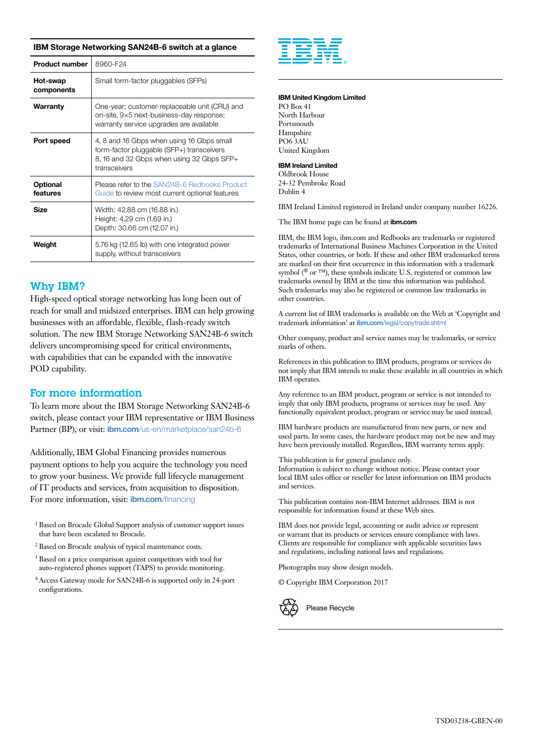| IBM Storage Networking SAN24B-6 switch at a glance | |
|---|---|
| **Product number** | 8960-F24 |
| **Hot-swap components** | Small form-factor pluggables (SFPs) |
| **Warranty** | One-year; customer-replaceable unit (CRU) and on-site, 9×5 next-business-day response; warranty service upgrades are available |
| **Port speed** | 4, 8 and 16 Gbps when using 16 Gbps small form-factor pluggable (SFP+) transceivers<br>8, 16 and 32 Gbps when using 32 Gbps SFP+ transceivers |
| **Optional features** | Please refer to the SAN24B-6 Redbooks Product Guide to review most current optional features |
| **Size** | Width: 42.88 cm (16.88 in.)<br>Height: 4.29 cm (1.69 in.)<br>Depth: 30.66 cm (12.07 in.) |
| **Weight** | 5.76 kg (12.65 lb) with one integrated power supply, without transceivers |

## Why IBM?

High-speed optical storage networking has long been out of reach for small and midsized enterprises. IBM can help growing businesses with an affordable, flexible, flash-ready switch solution. The new IBM Storage Networking SAN24B-6 switch delivers uncompromising speed for critical environments, with capabilities that can be expanded with the innovative POD capability.

## For more information

To learn more about the IBM Storage Networking SAN24B-6 switch, please contact your IBM representative or IBM Business Partner (BP), or visit: **ibm.com**/us-en/marketplace/san24b-6

Additionally, IBM Global Financing provides numerous payment options to help you acquire the technology you need to grow your business. We provide full lifecycle management of IT products and services, from acquisition to disposition. For more information, visit: **ibm.com**/financing

[1] Based on Brocade Global Support analysis of customer support issues that have been escalated to Brocade.

[2] Based on Brocade analysis of typical maintenance costs.

[3] Based on a price comparison against competitors with tool for auto-registered phones support (TAPS) to provide monitoring.

[4] Access Gateway mode for SAN24B-6 is supported only in 24-port configurations.

**IBM United Kingdom Limited**
PO Box 41
North Harbour
Portsmouth
Hampshire
PO6 3AU
United Kingdom

**IBM Ireland Limited**
Oldbrook House
24-32 Pembroke Road
Dublin 4

IBM Ireland Limited registered in Ireland under company number 16226.

The IBM home page can be found at **ibm.com**

IBM, the IBM logo, ibm.com and Redbooks are trademarks or registered trademarks of International Business Machines Corporation in the United States, other countries, or both. If these and other IBM trademarked terms are marked on their first occurrence in this information with a trademark symbol (® or ™), these symbols indicate U.S. registered or common law trademarks owned by IBM at the time this information was published. Such trademarks may also be registered or common law trademarks in other countries.

A current list of IBM trademarks is available on the Web at 'Copyright and trademark information' at **ibm.com**/legal/copytrade.shtml

Other company, product and service names may be trademarks, or service marks of others.

References in this publication to IBM products, programs or services do not imply that IBM intends to make these available in all countries in which IBM operates.

Any reference to an IBM product, program or service is not intended to imply that only IBM products, programs or services may be used. Any functionally equivalent product, program or service may be used instead.

IBM hardware products are manufactured from new parts, or new and used parts. In some cases, the hardware product may not be new and may have been previously installed. Regardless, IBM warranty terms apply.

This publication is for general guidance only.
Information is subject to change without notice. Please contact your local IBM sales office or reseller for latest information on IBM products and services.

This publication contains non-IBM Internet addresses. IBM is not responsible for information found at these Web sites.

IBM does not provide legal, accounting or audit advice or represent or warrant that its products or services ensure compliance with laws. Clients are responsible for compliance with applicable securities laws and regulations, including national laws and regulations.

Photographs may show design models.

© Copyright IBM Corporation 2017

Please Recycle

TSD03238-GBEN-00